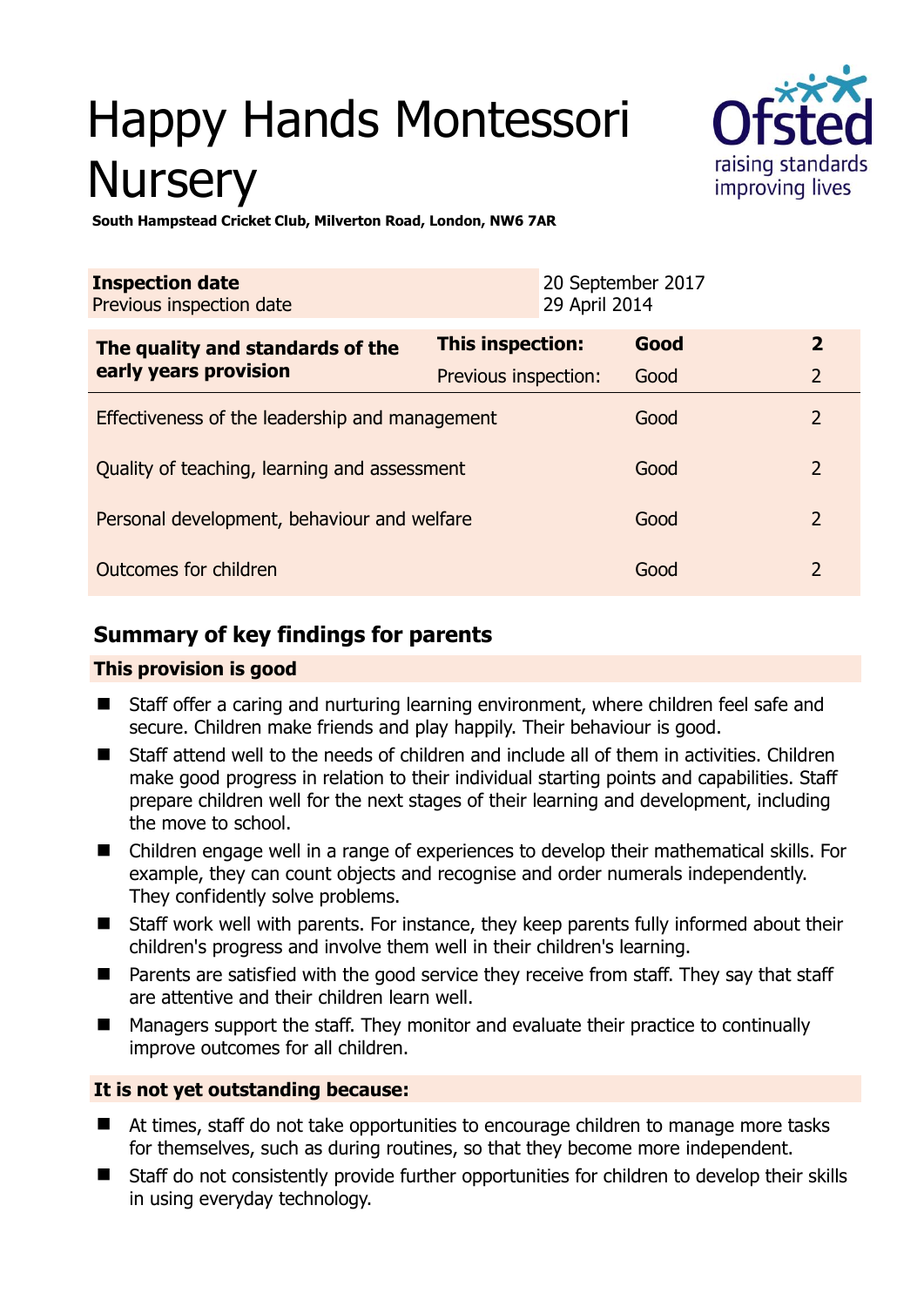# Happy Hands Montessori Nursery

**South Hampstead Cricket Club, Milverton Road, London, NW6 7AR**

| **Inspection date** | 20 September 2017 |
|---|---|
| Previous inspection date | 29 April 2014 |

| **The quality and standards of the early years provision** | **This inspection:** | **Good** | **2** |
|---|---|---|---|
| | Previous inspection: | Good | 2 |
| Effectiveness of the leadership and management | | Good | 2 |
| Quality of teaching, learning and assessment | | Good | 2 |
| Personal development, behaviour and welfare | | Good | 2 |
| Outcomes for children | | Good | 2 |

## Summary of key findings for parents

**This provision is good**

- Staff offer a caring and nurturing learning environment, where children feel safe and secure. Children make friends and play happily. Their behaviour is good.
- Staff attend well to the needs of children and include all of them in activities. Children make good progress in relation to their individual starting points and capabilities. Staff prepare children well for the next stages of their learning and development, including the move to school.
- Children engage well in a range of experiences to develop their mathematical skills. For example, they can count objects and recognise and order numerals independently. They confidently solve problems.
- Staff work well with parents. For instance, they keep parents fully informed about their children's progress and involve them well in their children's learning.
- Parents are satisfied with the good service they receive from staff. They say that staff are attentive and their children learn well.
- Managers support the staff. They monitor and evaluate their practice to continually improve outcomes for all children.

**It is not yet outstanding because:**

- At times, staff do not take opportunities to encourage children to manage more tasks for themselves, such as during routines, so that they become more independent.
- Staff do not consistently provide further opportunities for children to develop their skills in using everyday technology.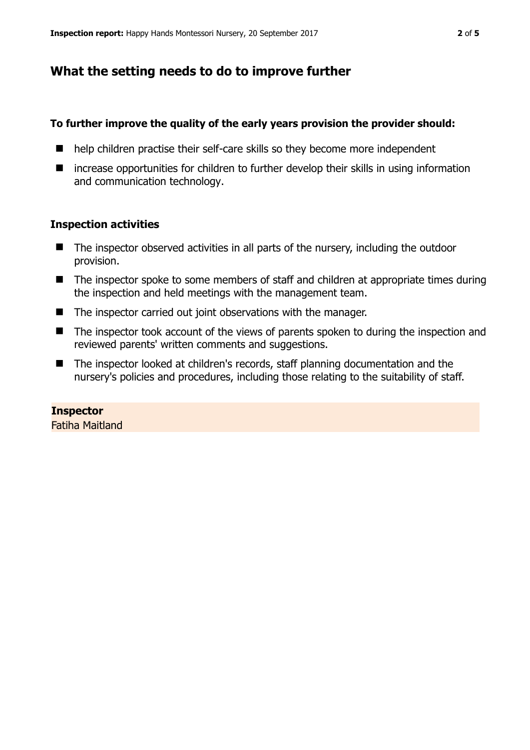## What the setting needs to do to improve further

**To further improve the quality of the early years provision the provider should:**

- help children practise their self-care skills so they become more independent
- increase opportunities for children to further develop their skills in using information and communication technology.

### Inspection activities

- The inspector observed activities in all parts of the nursery, including the outdoor provision.
- The inspector spoke to some members of staff and children at appropriate times during the inspection and held meetings with the management team.
- The inspector carried out joint observations with the manager.
- The inspector took account of the views of parents spoken to during the inspection and reviewed parents' written comments and suggestions.
- The inspector looked at children's records, staff planning documentation and the nursery's policies and procedures, including those relating to the suitability of staff.

**Inspector**
Fatiha Maitland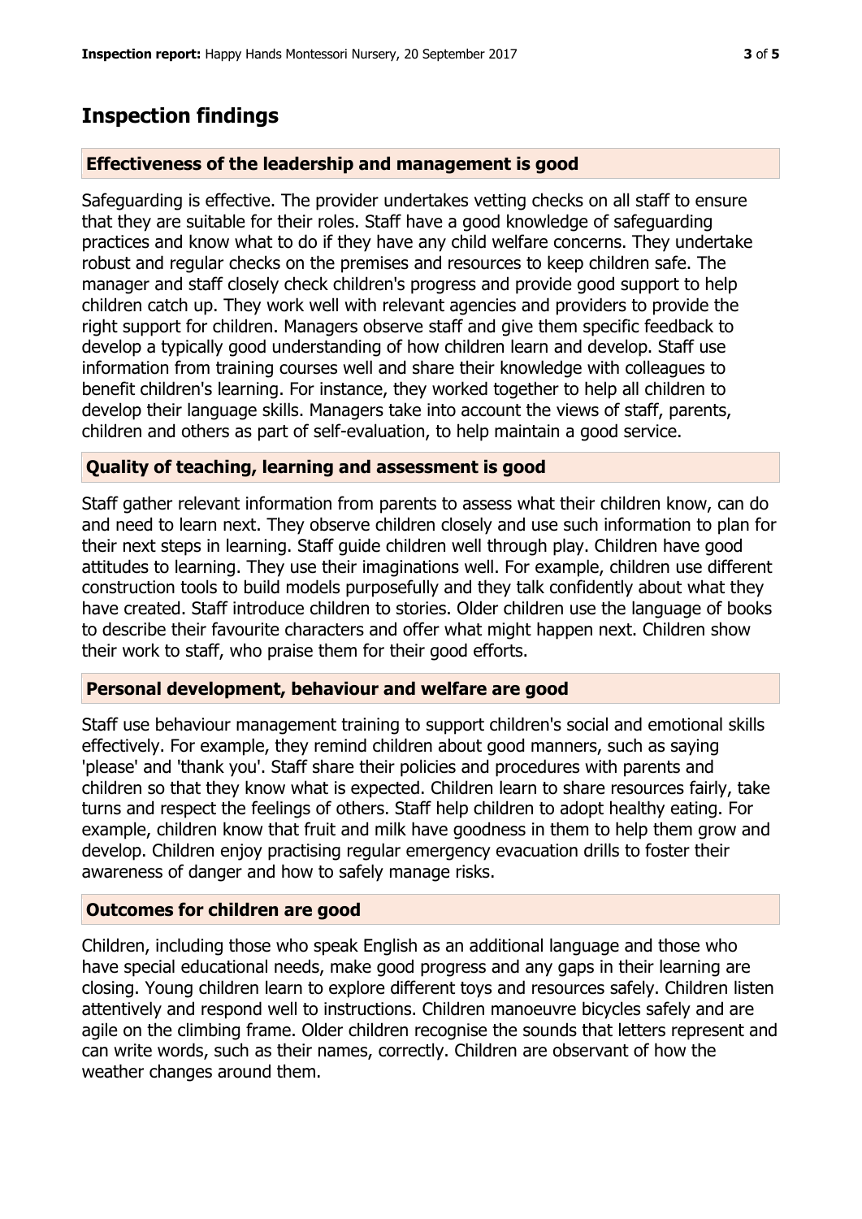# Inspection findings

### Effectiveness of the leadership and management is good

Safeguarding is effective. The provider undertakes vetting checks on all staff to ensure that they are suitable for their roles. Staff have a good knowledge of safeguarding practices and know what to do if they have any child welfare concerns. They undertake robust and regular checks on the premises and resources to keep children safe. The manager and staff closely check children's progress and provide good support to help children catch up. They work well with relevant agencies and providers to provide the right support for children. Managers observe staff and give them specific feedback to develop a typically good understanding of how children learn and develop. Staff use information from training courses well and share their knowledge with colleagues to benefit children's learning. For instance, they worked together to help all children to develop their language skills. Managers take into account the views of staff, parents, children and others as part of self-evaluation, to help maintain a good service.

### Quality of teaching, learning and assessment is good

Staff gather relevant information from parents to assess what their children know, can do and need to learn next. They observe children closely and use such information to plan for their next steps in learning. Staff guide children well through play. Children have good attitudes to learning. They use their imaginations well. For example, children use different construction tools to build models purposefully and they talk confidently about what they have created. Staff introduce children to stories. Older children use the language of books to describe their favourite characters and offer what might happen next. Children show their work to staff, who praise them for their good efforts.

### Personal development, behaviour and welfare are good

Staff use behaviour management training to support children's social and emotional skills effectively. For example, they remind children about good manners, such as saying 'please' and 'thank you'. Staff share their policies and procedures with parents and children so that they know what is expected. Children learn to share resources fairly, take turns and respect the feelings of others. Staff help children to adopt healthy eating. For example, children know that fruit and milk have goodness in them to help them grow and develop. Children enjoy practising regular emergency evacuation drills to foster their awareness of danger and how to safely manage risks.

### Outcomes for children are good

Children, including those who speak English as an additional language and those who have special educational needs, make good progress and any gaps in their learning are closing. Young children learn to explore different toys and resources safely. Children listen attentively and respond well to instructions. Children manoeuvre bicycles safely and are agile on the climbing frame. Older children recognise the sounds that letters represent and can write words, such as their names, correctly. Children are observant of how the weather changes around them.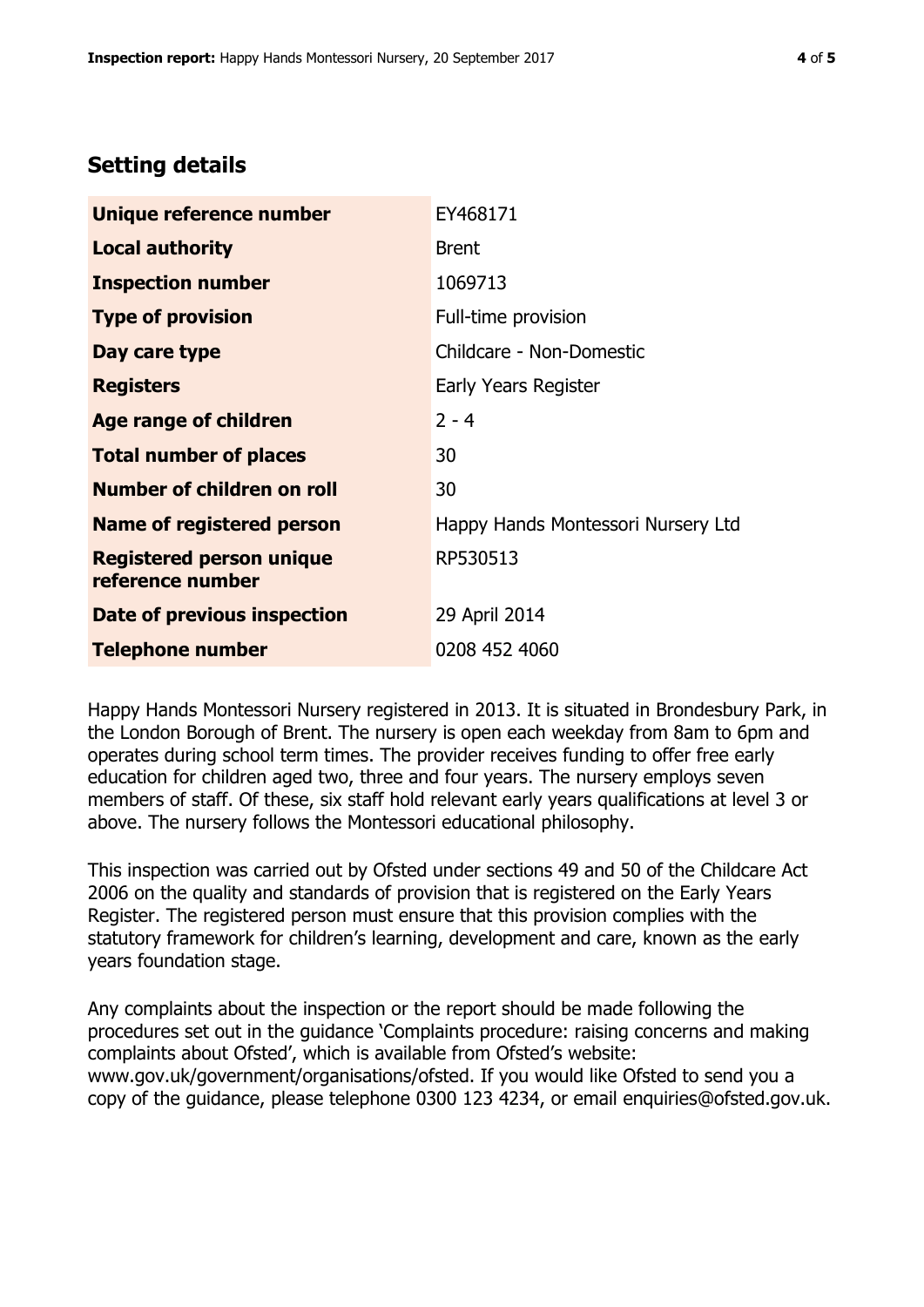## Setting details

| | |
|---|---|
| **Unique reference number** | EY468171 |
| **Local authority** | Brent |
| **Inspection number** | 1069713 |
| **Type of provision** | Full-time provision |
| **Day care type** | Childcare - Non-Domestic |
| **Registers** | Early Years Register |
| **Age range of children** | 2 - 4 |
| **Total number of places** | 30 |
| **Number of children on roll** | 30 |
| **Name of registered person** | Happy Hands Montessori Nursery Ltd |
| **Registered person unique reference number** | RP530513 |
| **Date of previous inspection** | 29 April 2014 |
| **Telephone number** | 0208 452 4060 |

Happy Hands Montessori Nursery registered in 2013. It is situated in Brondesbury Park, in the London Borough of Brent. The nursery is open each weekday from 8am to 6pm and operates during school term times. The provider receives funding to offer free early education for children aged two, three and four years. The nursery employs seven members of staff. Of these, six staff hold relevant early years qualifications at level 3 or above. The nursery follows the Montessori educational philosophy.

This inspection was carried out by Ofsted under sections 49 and 50 of the Childcare Act 2006 on the quality and standards of provision that is registered on the Early Years Register. The registered person must ensure that this provision complies with the statutory framework for children's learning, development and care, known as the early years foundation stage.

Any complaints about the inspection or the report should be made following the procedures set out in the guidance 'Complaints procedure: raising concerns and making complaints about Ofsted', which is available from Ofsted's website: www.gov.uk/government/organisations/ofsted. If you would like Ofsted to send you a copy of the guidance, please telephone 0300 123 4234, or email enquiries@ofsted.gov.uk.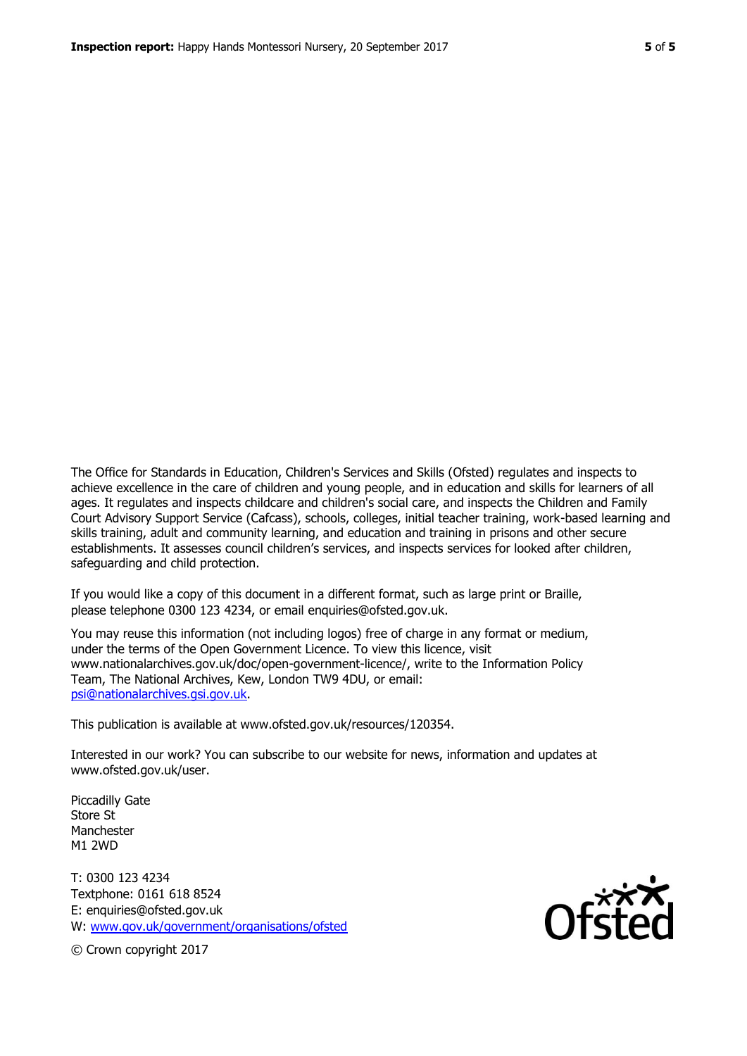The Office for Standards in Education, Children's Services and Skills (Ofsted) regulates and inspects to achieve excellence in the care of children and young people, and in education and skills for learners of all ages. It regulates and inspects childcare and children's social care, and inspects the Children and Family Court Advisory Support Service (Cafcass), schools, colleges, initial teacher training, work-based learning and skills training, adult and community learning, and education and training in prisons and other secure establishments. It assesses council children's services, and inspects services for looked after children, safeguarding and child protection.

If you would like a copy of this document in a different format, such as large print or Braille, please telephone 0300 123 4234, or email enquiries@ofsted.gov.uk.

You may reuse this information (not including logos) free of charge in any format or medium, under the terms of the Open Government Licence. To view this licence, visit www.nationalarchives.gov.uk/doc/open-government-licence/, write to the Information Policy Team, The National Archives, Kew, London TW9 4DU, or email: psi@nationalarchives.gsi.gov.uk.

This publication is available at www.ofsted.gov.uk/resources/120354.

Interested in our work? You can subscribe to our website for news, information and updates at www.ofsted.gov.uk/user.

Piccadilly Gate
Store St
Manchester
M1 2WD

T: 0300 123 4234
Textphone: 0161 618 8524
E: enquiries@ofsted.gov.uk
W: www.gov.uk/government/organisations/ofsted

© Crown copyright 2017